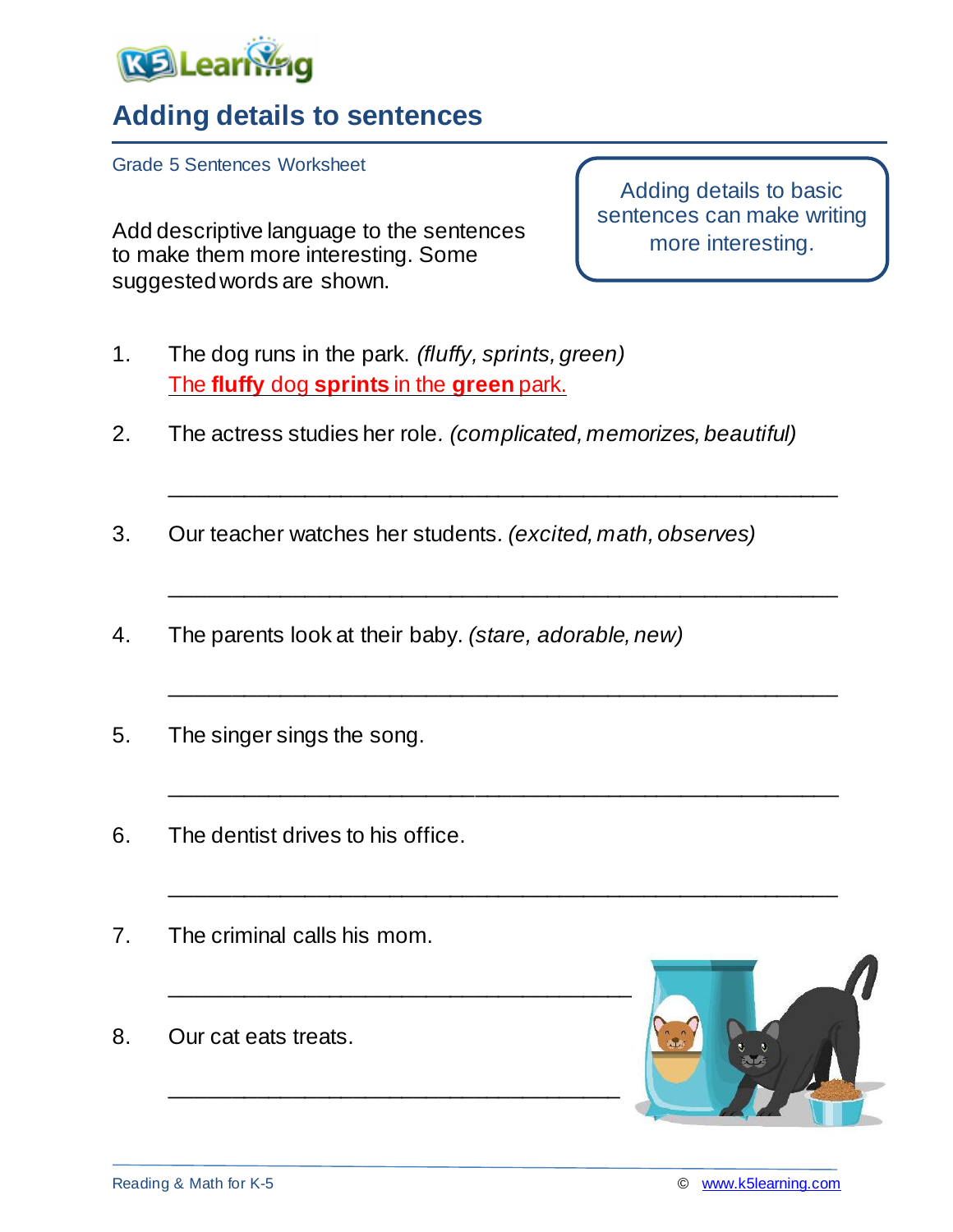# Adding details to sentences

Grade 5 Sentences Worksheet

Add descriptive language to the sentences to make them more interesting. Some suggested words are shown.

> Adding details to basic sentences can make writing more interesting.

1. The dog runs in the park. *(fluffy, sprints, green)*
   The **fluffy** dog **sprints** in the **green** park.

2. The actress studies her role. *(complicated, memorizes, beautiful)*

   ______________________________________________

3. Our teacher watches her students. *(excited, math, observes)*

   ______________________________________________

4. The parents look at their baby. *(stare, adorable, new)*

   ______________________________________________

5. The singer sings the song.

   ______________________________________________

6. The dentist drives to his office.

   ______________________________________________

7. The criminal calls his mom.

   ________________________________

8. Our cat eats treats.

   ________________________________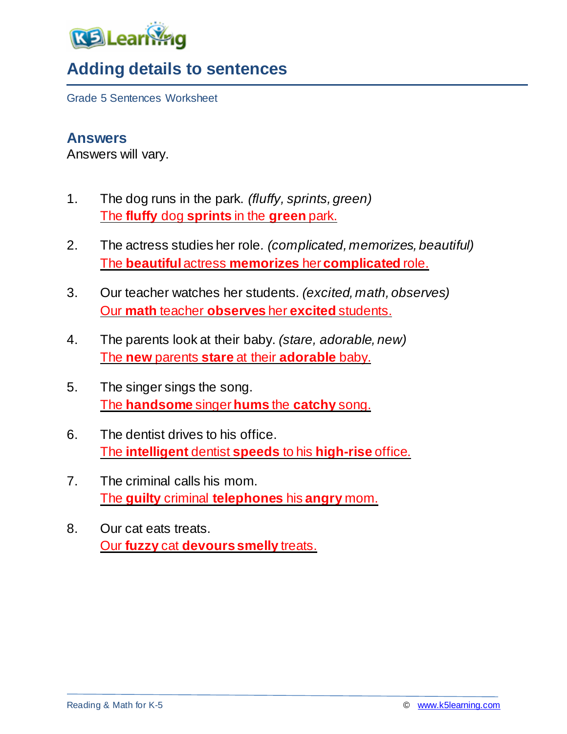# Adding details to sentences

Grade 5 Sentences Worksheet

## Answers

Answers will vary.

1. The dog runs in the park. *(fluffy, sprints, green)*
   The **fluffy** dog **sprints** in the **green** park.

2. The actress studies her role. *(complicated, memorizes, beautiful)*
   The **beautiful** actress **memorizes** her **complicated** role.

3. Our teacher watches her students. *(excited, math, observes)*
   Our **math** teacher **observes** her **excited** students.

4. The parents look at their baby. *(stare, adorable, new)*
   The **new** parents **stare** at their **adorable** baby.

5. The singer sings the song.
   The **handsome** singer **hums** the **catchy** song.

6. The dentist drives to his office.
   The **intelligent** dentist **speeds** to his **high-rise** office.

7. The criminal calls his mom.
   The **guilty** criminal **telephones** his **angry** mom.

8. Our cat eats treats.
   Our **fuzzy** cat **devours smelly** treats.